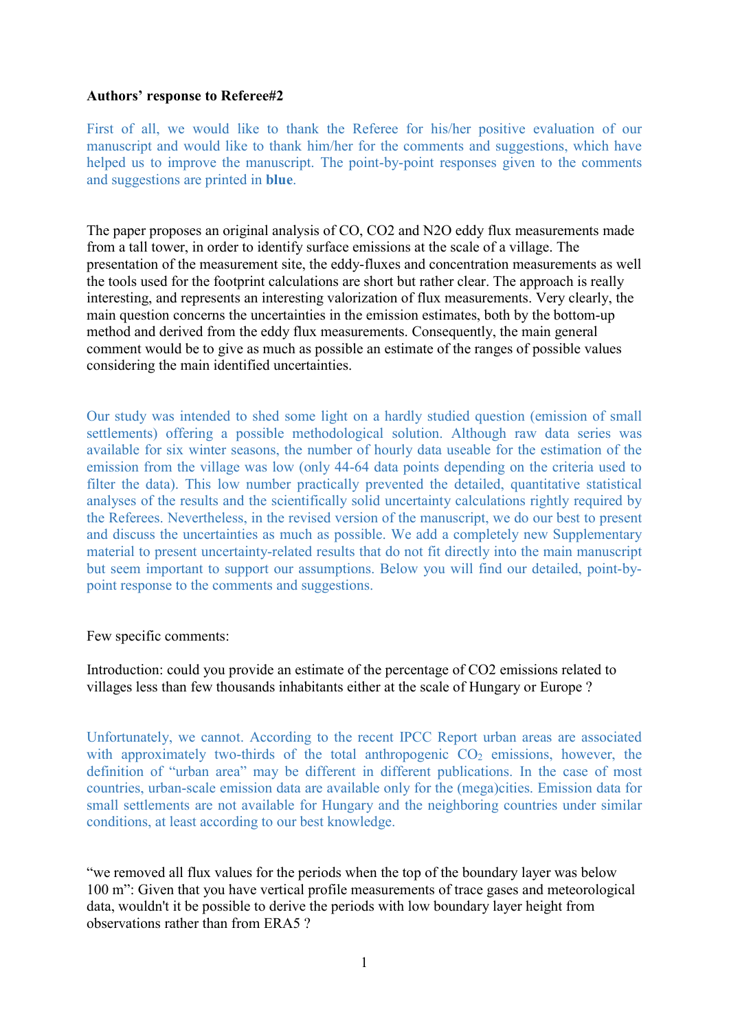**Authors' response to Referee#2**

First of all, we would like to thank the Referee for his/her positive evaluation of our manuscript and would like to thank him/her for the comments and suggestions, which have helped us to improve the manuscript. The point-by-point responses given to the comments and suggestions are printed in **blue**.

The paper proposes an original analysis of CO, CO2 and N2O eddy flux measurements made from a tall tower, in order to identify surface emissions at the scale of a village. The presentation of the measurement site, the eddy-fluxes and concentration measurements as well the tools used for the footprint calculations are short but rather clear. The approach is really interesting, and represents an interesting valorization of flux measurements. Very clearly, the main question concerns the uncertainties in the emission estimates, both by the bottom-up method and derived from the eddy flux measurements. Consequently, the main general comment would be to give as much as possible an estimate of the ranges of possible values considering the main identified uncertainties.

Our study was intended to shed some light on a hardly studied question (emission of small settlements) offering a possible methodological solution. Although raw data series was available for six winter seasons, the number of hourly data useable for the estimation of the emission from the village was low (only 44-64 data points depending on the criteria used to filter the data). This low number practically prevented the detailed, quantitative statistical analyses of the results and the scientifically solid uncertainty calculations rightly required by the Referees. Nevertheless, in the revised version of the manuscript, we do our best to present and discuss the uncertainties as much as possible. We add a completely new Supplementary material to present uncertainty-related results that do not fit directly into the main manuscript but seem important to support our assumptions. Below you will find our detailed, point-by-point response to the comments and suggestions.

Few specific comments:

Introduction: could you provide an estimate of the percentage of CO2 emissions related to villages less than few thousands inhabitants either at the scale of Hungary or Europe ?

Unfortunately, we cannot. According to the recent IPCC Report urban areas are associated with approximately two-thirds of the total anthropogenic $CO_2$ emissions, however, the definition of "urban area" may be different in different publications. In the case of most countries, urban-scale emission data are available only for the (mega)cities. Emission data for small settlements are not available for Hungary and the neighboring countries under similar conditions, at least according to our best knowledge.

"we removed all flux values for the periods when the top of the boundary layer was below 100 m": Given that you have vertical profile measurements of trace gases and meteorological data, wouldn't it be possible to derive the periods with low boundary layer height from observations rather than from ERA5 ?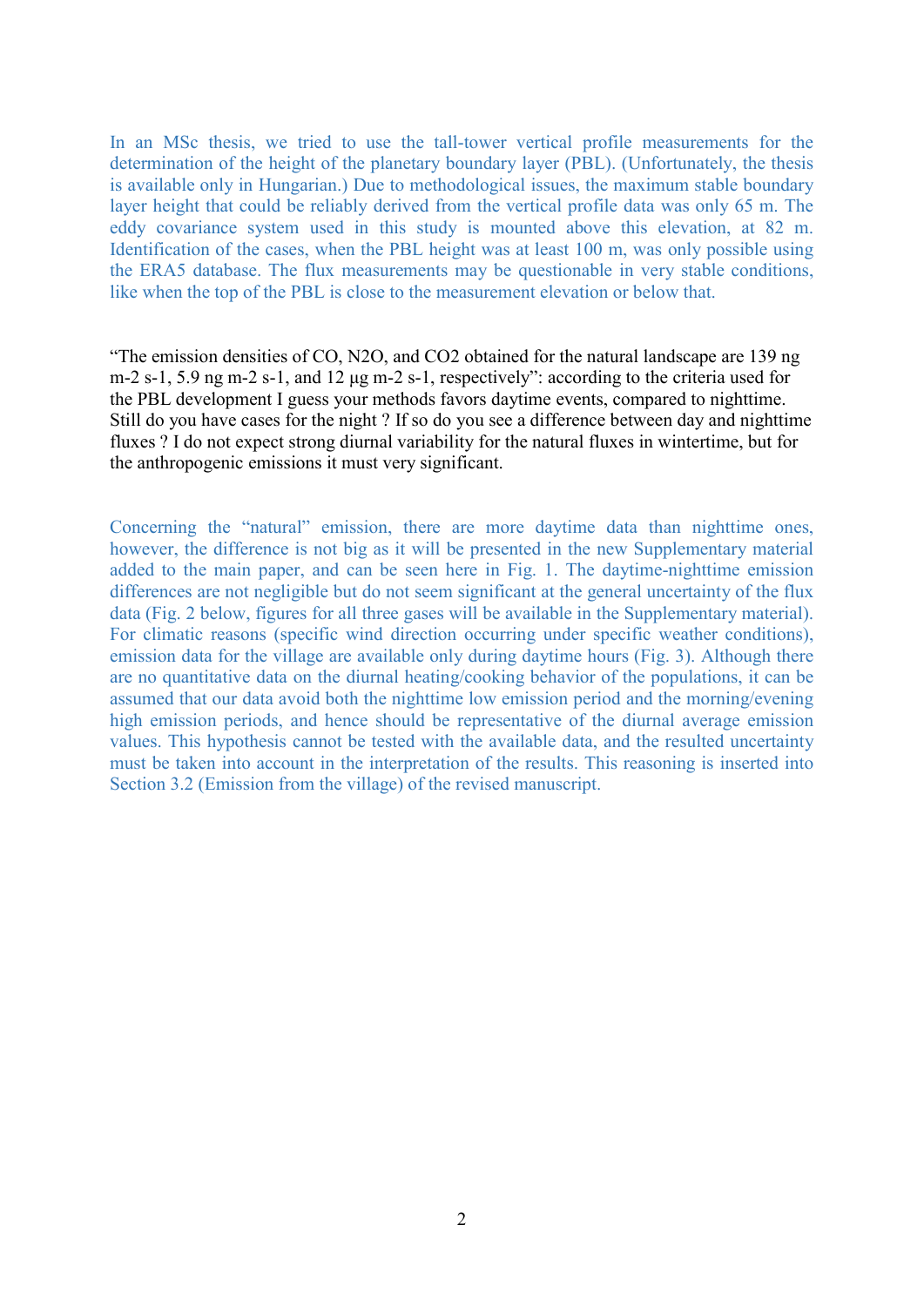In an MSc thesis, we tried to use the tall-tower vertical profile measurements for the determination of the height of the planetary boundary layer (PBL). (Unfortunately, the thesis is available only in Hungarian.) Due to methodological issues, the maximum stable boundary layer height that could be reliably derived from the vertical profile data was only 65 m. The eddy covariance system used in this study is mounted above this elevation, at 82 m. Identification of the cases, when the PBL height was at least 100 m, was only possible using the ERA5 database. The flux measurements may be questionable in very stable conditions, like when the top of the PBL is close to the measurement elevation or below that.

"The emission densities of CO, $N_2O$, and $CO_2$ obtained for the natural landscape are 139 ng $m^{-2}$ $s^{-1}$, 5.9 ng $m^{-2}$ $s^{-1}$, and 12 µg $m^{-2}$ $s^{-1}$, respectively": according to the criteria used for the PBL development I guess your methods favors daytime events, compared to nighttime. Still do you have cases for the night ? If so do you see a difference between day and nighttime fluxes ? I do not expect strong diurnal variability for the natural fluxes in wintertime, but for the anthropogenic emissions it must very significant.

Concerning the "natural" emission, there are more daytime data than nighttime ones, however, the difference is not big as it will be presented in the new Supplementary material added to the main paper, and can be seen here in Fig. 1. The daytime-nighttime emission differences are not negligible but do not seem significant at the general uncertainty of the flux data (Fig. 2 below, figures for all three gases will be available in the Supplementary material). For climatic reasons (specific wind direction occurring under specific weather conditions), emission data for the village are available only during daytime hours (Fig. 3). Although there are no quantitative data on the diurnal heating/cooking behavior of the populations, it can be assumed that our data avoid both the nighttime low emission period and the morning/evening high emission periods, and hence should be representative of the diurnal average emission values. This hypothesis cannot be tested with the available data, and the resulted uncertainty must be taken into account in the interpretation of the results. This reasoning is inserted into Section 3.2 (Emission from the village) of the revised manuscript.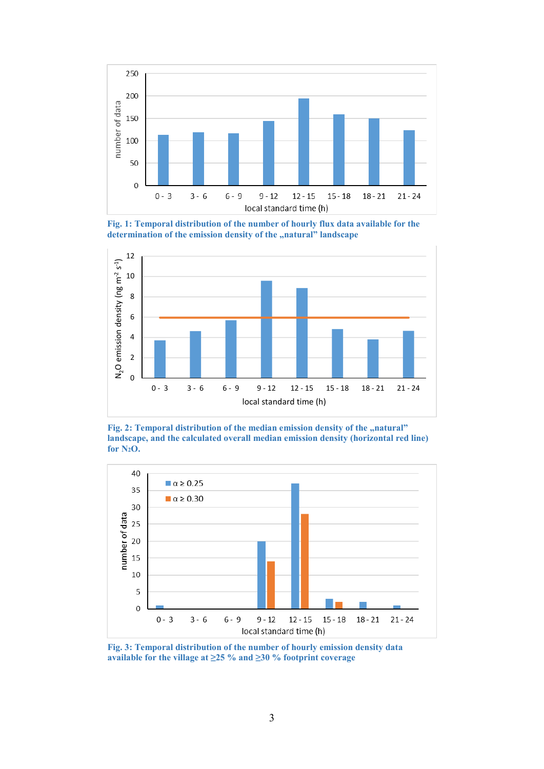Fig. 1: Temporal distribution of the number of hourly flux data available for the determination of the emission density of the „natural" landscape

Fig. 2: Temporal distribution of the median emission density of the „natural" landscape, and the calculated overall median emission density (horizontal red line) for $N_2O$.

Fig. 3: Temporal distribution of the number of hourly emission density data available for the village at ≥25 % and ≥30 % footprint coverage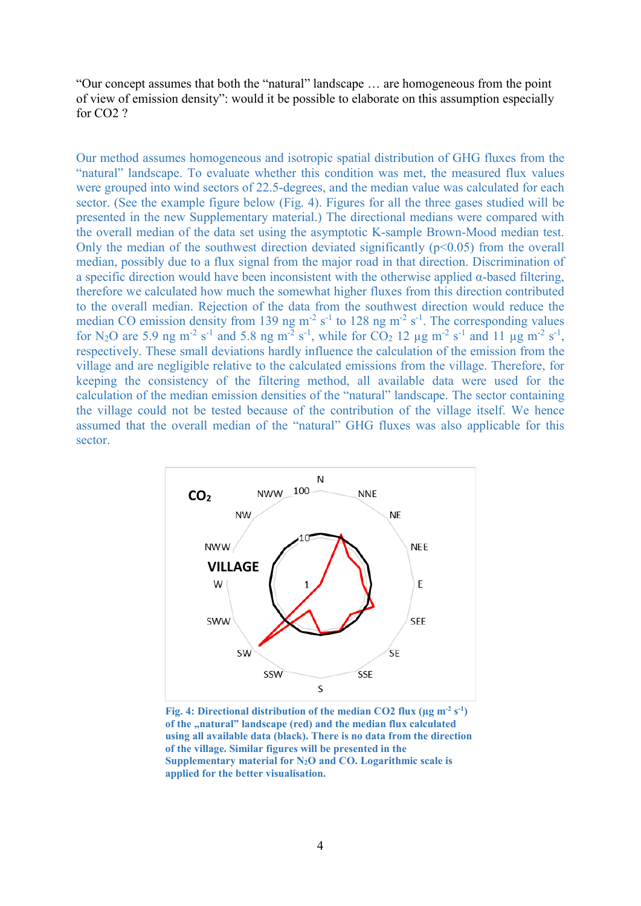"Our concept assumes that both the "natural" landscape … are homogeneous from the point of view of emission density": would it be possible to elaborate on this assumption especially for CO2 ?

Our method assumes homogeneous and isotropic spatial distribution of GHG fluxes from the "natural" landscape. To evaluate whether this condition was met, the measured flux values were grouped into wind sectors of 22.5-degrees, and the median value was calculated for each sector. (See the example figure below (Fig. 4). Figures for all the three gases studied will be presented in the new Supplementary material.) The directional medians were compared with the overall median of the data set using the asymptotic K-sample Brown-Mood median test. Only the median of the southwest direction deviated significantly ($p<0.05$) from the overall median, possibly due to a flux signal from the major road in that direction. Discrimination of a specific direction would have been inconsistent with the otherwise applied α-based filtering, therefore we calculated how much the somewhat higher fluxes from this direction contributed to the overall median. Rejection of the data from the southwest direction would reduce the median CO emission density from 139 ng $m^{-2}$ $s^{-1}$ to 128 ng $m^{-2}$ $s^{-1}$. The corresponding values for $N_2O$ are 5.9 ng $m^{-2}$ $s^{-1}$ and 5.8 ng $m^{-2}$ $s^{-1}$, while for $CO_2$ 12 µg $m^{-2}$ $s^{-1}$ and 11 µg $m^{-2}$ $s^{-1}$, respectively. These small deviations hardly influence the calculation of the emission from the village and are negligible relative to the calculated emissions from the village. Therefore, for keeping the consistency of the filtering method, all available data were used for the calculation of the median emission densities of the "natural" landscape. The sector containing the village could not be tested because of the contribution of the village itself. We hence assumed that the overall median of the "natural" GHG fluxes was also applicable for this sector.

**Fig. 4: Directional distribution of the median CO2 flux (µg $m^{-2}$ $s^{-1}$) of the „natural" landscape (red) and the median flux calculated using all available data (black). There is no data from the direction of the village. Similar figures will be presented in the Supplementary material for $N_2O$ and CO. Logarithmic scale is applied for the better visualisation.**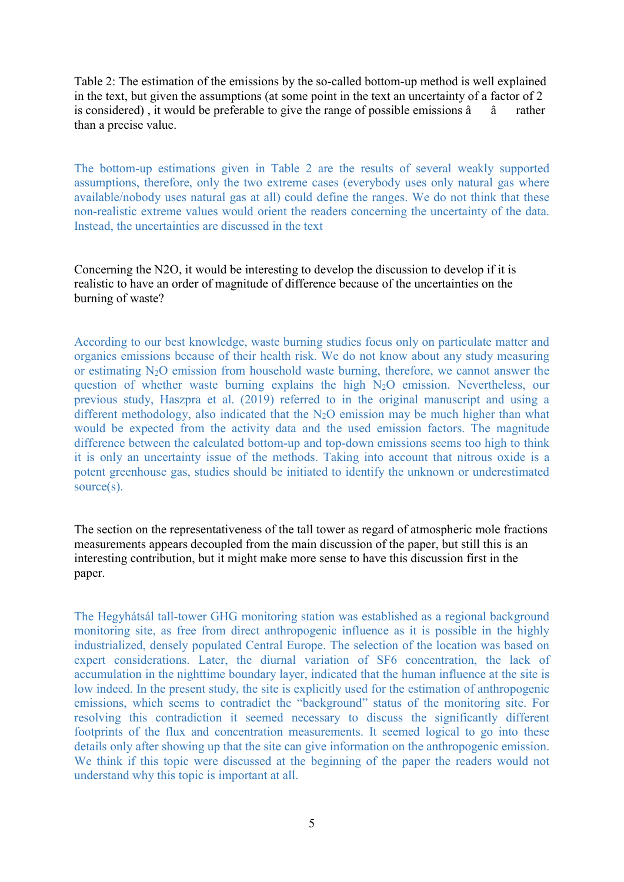Table 2: The estimation of the emissions by the so-called bottom-up method is well explained in the text, but given the assumptions (at some point in the text an uncertainty of a factor of 2 is considered) , it would be preferable to give the range of possible emissions â â rather than a precise value.

The bottom-up estimations given in Table 2 are the results of several weakly supported assumptions, therefore, only the two extreme cases (everybody uses only natural gas where available/nobody uses natural gas at all) could define the ranges. We do not think that these non-realistic extreme values would orient the readers concerning the uncertainty of the data. Instead, the uncertainties are discussed in the text

Concerning the $N_2O$, it would be interesting to develop the discussion to develop if it is realistic to have an order of magnitude of difference because of the uncertainties on the burning of waste?

According to our best knowledge, waste burning studies focus only on particulate matter and organics emissions because of their health risk. We do not know about any study measuring or estimating $N_2O$ emission from household waste burning, therefore, we cannot answer the question of whether waste burning explains the high $N_2O$ emission. Nevertheless, our previous study, Haszpra et al. (2019) referred to in the original manuscript and using a different methodology, also indicated that the $N_2O$ emission may be much higher than what would be expected from the activity data and the used emission factors. The magnitude difference between the calculated bottom-up and top-down emissions seems too high to think it is only an uncertainty issue of the methods. Taking into account that nitrous oxide is a potent greenhouse gas, studies should be initiated to identify the unknown or underestimated source(s).

The section on the representativeness of the tall tower as regard of atmospheric mole fractions measurements appears decoupled from the main discussion of the paper, but still this is an interesting contribution, but it might make more sense to have this discussion first in the paper.

The Hegyhátsál tall-tower GHG monitoring station was established as a regional background monitoring site, as free from direct anthropogenic influence as it is possible in the highly industrialized, densely populated Central Europe. The selection of the location was based on expert considerations. Later, the diurnal variation of $SF_6$ concentration, the lack of accumulation in the nighttime boundary layer, indicated that the human influence at the site is low indeed. In the present study, the site is explicitly used for the estimation of anthropogenic emissions, which seems to contradict the "background" status of the monitoring site. For resolving this contradiction it seemed necessary to discuss the significantly different footprints of the flux and concentration measurements. It seemed logical to go into these details only after showing up that the site can give information on the anthropogenic emission. We think if this topic were discussed at the beginning of the paper the readers would not understand why this topic is important at all.